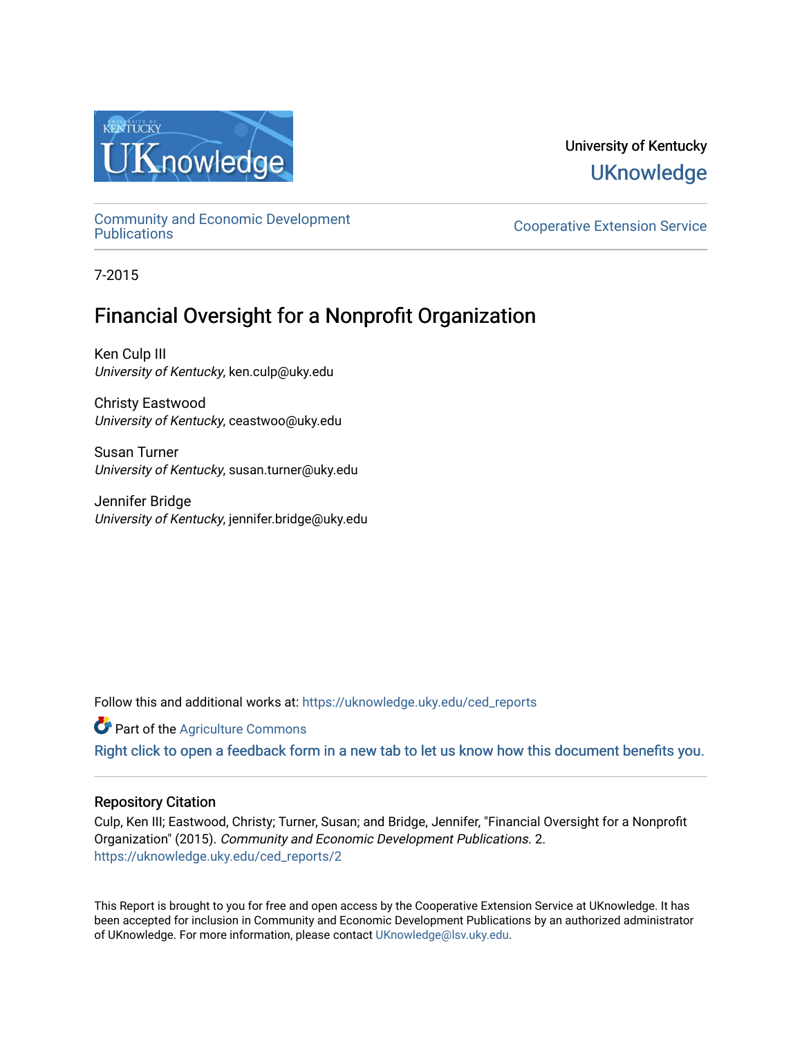University of Kentucky

UKnowledge

Community and Economic Development Publications

Cooperative Extension Service

7-2015

# Financial Oversight for a Nonprofit Organization

Ken Culp III
*University of Kentucky*, ken.culp@uky.edu

Christy Eastwood
*University of Kentucky*, ceastwoo@uky.edu

Susan Turner
*University of Kentucky*, susan.turner@uky.edu

Jennifer Bridge
*University of Kentucky*, jennifer.bridge@uky.edu

Follow this and additional works at: https://uknowledge.uky.edu/ced_reports

Part of the Agriculture Commons

Right click to open a feedback form in a new tab to let us know how this document benefits you.

## Repository Citation

Culp, Ken III; Eastwood, Christy; Turner, Susan; and Bridge, Jennifer, "Financial Oversight for a Nonprofit Organization" (2015). *Community and Economic Development Publications*. 2.
https://uknowledge.uky.edu/ced_reports/2

This Report is brought to you for free and open access by the Cooperative Extension Service at UKnowledge. It has been accepted for inclusion in Community and Economic Development Publications by an authorized administrator of UKnowledge. For more information, please contact UKnowledge@lsv.uky.edu.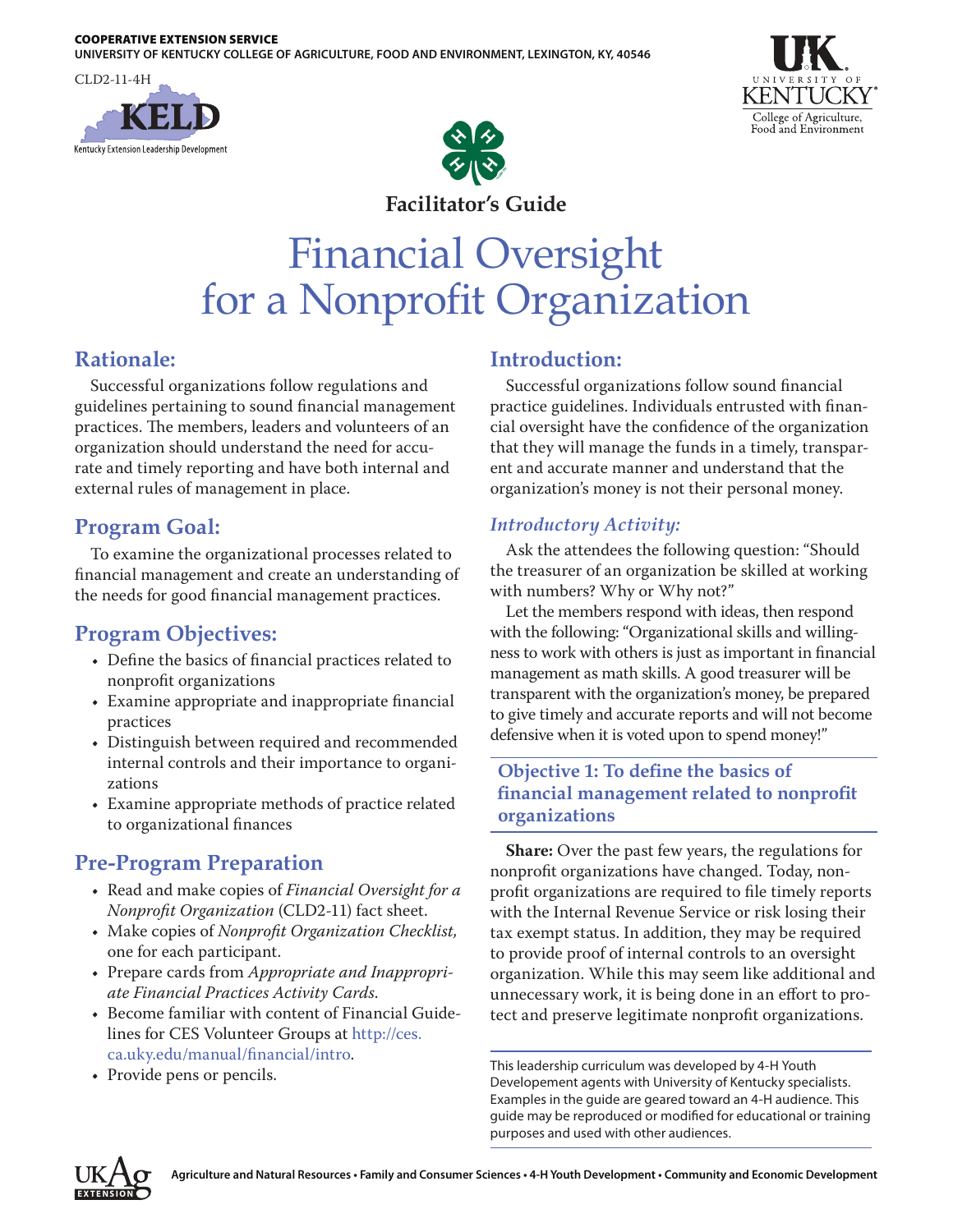COOPERATIVE EXTENSION SERVICE
UNIVERSITY OF KENTUCKY COLLEGE OF AGRICULTURE, FOOD AND ENVIRONMENT, LEXINGTON, KY, 40546

CLD2-11-4H

Kentucky Extension Leadership Development

**Facilitator's Guide**

# Financial Oversight for a Nonprofit Organization

## Rationale:

Successful organizations follow regulations and guidelines pertaining to sound financial management practices. The members, leaders and volunteers of an organization should understand the need for accurate and timely reporting and have both internal and external rules of management in place.

## Program Goal:

To examine the organizational processes related to financial management and create an understanding of the needs for good financial management practices.

## Program Objectives:

- Define the basics of financial practices related to nonprofit organizations
- Examine appropriate and inappropriate financial practices
- Distinguish between required and recommended internal controls and their importance to organizations
- Examine appropriate methods of practice related to organizational finances

## Pre-Program Preparation

- Read and make copies of *Financial Oversight for a Nonprofit Organization* (CLD2-11) fact sheet.
- Make copies of *Nonprofit Organization Checklist,* one for each participant.
- Prepare cards from *Appropriate and Inappropriate Financial Practices Activity Cards*.
- Become familiar with content of Financial Guidelines for CES Volunteer Groups at http://ces.ca.uky.edu/manual/financial/intro.
- Provide pens or pencils.

## Introduction:

Successful organizations follow sound financial practice guidelines. Individuals entrusted with financial oversight have the confidence of the organization that they will manage the funds in a timely, transparent and accurate manner and understand that the organization's money is not their personal money.

### *Introductory Activity:*

Ask the attendees the following question: "Should the treasurer of an organization be skilled at working with numbers? Why or Why not?"

Let the members respond with ideas, then respond with the following: "Organizational skills and willingness to work with others is just as important in financial management as math skills. A good treasurer will be transparent with the organization's money, be prepared to give timely and accurate reports and will not become defensive when it is voted upon to spend money!"

## Objective 1: To define the basics of financial management related to nonprofit organizations

**Share:** Over the past few years, the regulations for nonprofit organizations have changed. Today, nonprofit organizations are required to file timely reports with the Internal Revenue Service or risk losing their tax exempt status. In addition, they may be required to provide proof of internal controls to an oversight organization. While this may seem like additional and unnecessary work, it is being done in an effort to protect and preserve legitimate nonprofit organizations.

This leadership curriculum was developed by 4-H Youth Developement agents with University of Kentucky specialists. Examples in the guide are geared toward an 4-H audience. This guide may be reproduced or modified for educational or training purposes and used with other audiences.

Agriculture and Natural Resources • Family and Consumer Sciences • 4-H Youth Development • Community and Economic Development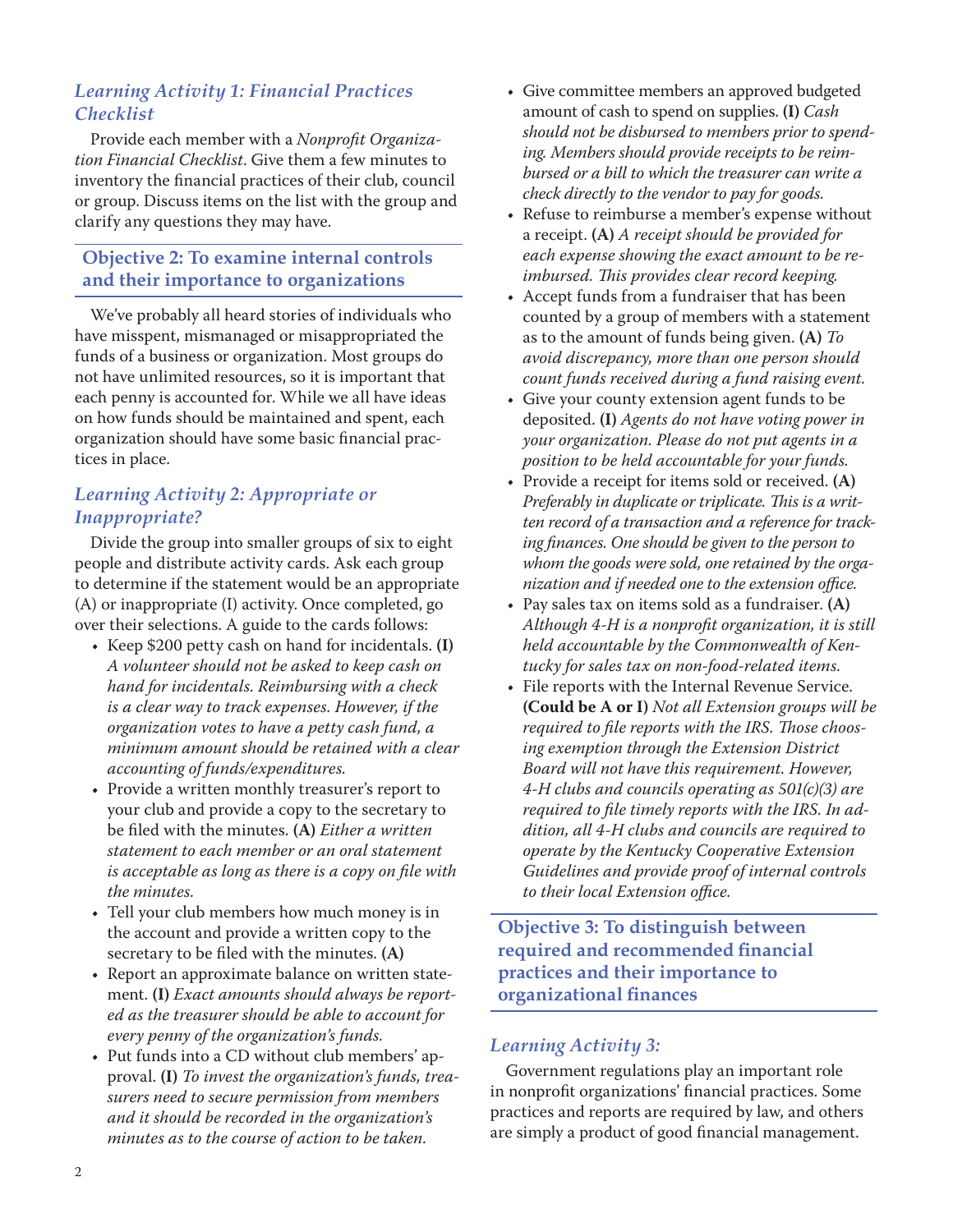### *Learning Activity 1: Financial Practices Checklist*

Provide each member with a *Nonprofit Organization Financial Checklist*. Give them a few minutes to inventory the financial practices of their club, council or group. Discuss items on the list with the group and clarify any questions they may have.

## Objective 2: To examine internal controls and their importance to organizations

We've probably all heard stories of individuals who have misspent, mismanaged or misappropriated the funds of a business or organization. Most groups do not have unlimited resources, so it is important that each penny is accounted for. While we all have ideas on how funds should be maintained and spent, each organization should have some basic financial practices in place.

### *Learning Activity 2: Appropriate or Inappropriate?*

Divide the group into smaller groups of six to eight people and distribute activity cards. Ask each group to determine if the statement would be an appropriate (A) or inappropriate (I) activity. Once completed, go over their selections. A guide to the cards follows:

- Keep $200 petty cash on hand for incidentals. **(I)** *A volunteer should not be asked to keep cash on hand for incidentals. Reimbursing with a check is a clear way to track expenses. However, if the organization votes to have a petty cash fund, a minimum amount should be retained with a clear accounting of funds/expenditures.*
- Provide a written monthly treasurer's report to your club and provide a copy to the secretary to be filed with the minutes. **(A)** *Either a written statement to each member or an oral statement is acceptable as long as there is a copy on file with the minutes.*
- Tell your club members how much money is in the account and provide a written copy to the secretary to be filed with the minutes. **(A)**
- Report an approximate balance on written statement. **(I)** *Exact amounts should always be reported as the treasurer should be able to account for every penny of the organization's funds.*
- Put funds into a CD without club members' approval. **(I)** *To invest the organization's funds, treasurers need to secure permission from members and it should be recorded in the organization's minutes as to the course of action to be taken.*
- Give committee members an approved budgeted amount of cash to spend on supplies. **(I)** *Cash should not be disbursed to members prior to spending. Members should provide receipts to be reimbursed or a bill to which the treasurer can write a check directly to the vendor to pay for goods.*
- Refuse to reimburse a member's expense without a receipt. **(A)** *A receipt should be provided for each expense showing the exact amount to be reimbursed. This provides clear record keeping.*
- Accept funds from a fundraiser that has been counted by a group of members with a statement as to the amount of funds being given. **(A)** *To avoid discrepancy, more than one person should count funds received during a fund raising event.*
- Give your county extension agent funds to be deposited. **(I)** *Agents do not have voting power in your organization. Please do not put agents in a position to be held accountable for your funds.*
- Provide a receipt for items sold or received. **(A)** *Preferably in duplicate or triplicate. This is a written record of a transaction and a reference for tracking finances. One should be given to the person to whom the goods were sold, one retained by the organization and if needed one to the extension office.*
- Pay sales tax on items sold as a fundraiser. **(A)** *Although 4-H is a nonprofit organization, it is still held accountable by the Commonwealth of Kentucky for sales tax on non-food-related items.*
- File reports with the Internal Revenue Service. **(Could be A or I)** *Not all Extension groups will be required to file reports with the IRS. Those choosing exemption through the Extension District Board will not have this requirement. However, 4-H clubs and councils operating as 501(c)(3) are required to file timely reports with the IRS. In addition, all 4-H clubs and councils are required to operate by the Kentucky Cooperative Extension Guidelines and provide proof of internal controls to their local Extension office.*

## Objective 3: To distinguish between required and recommended financial practices and their importance to organizational finances

### *Learning Activity 3:*

Government regulations play an important role in nonprofit organizations' financial practices. Some practices and reports are required by law, and others are simply a product of good financial management.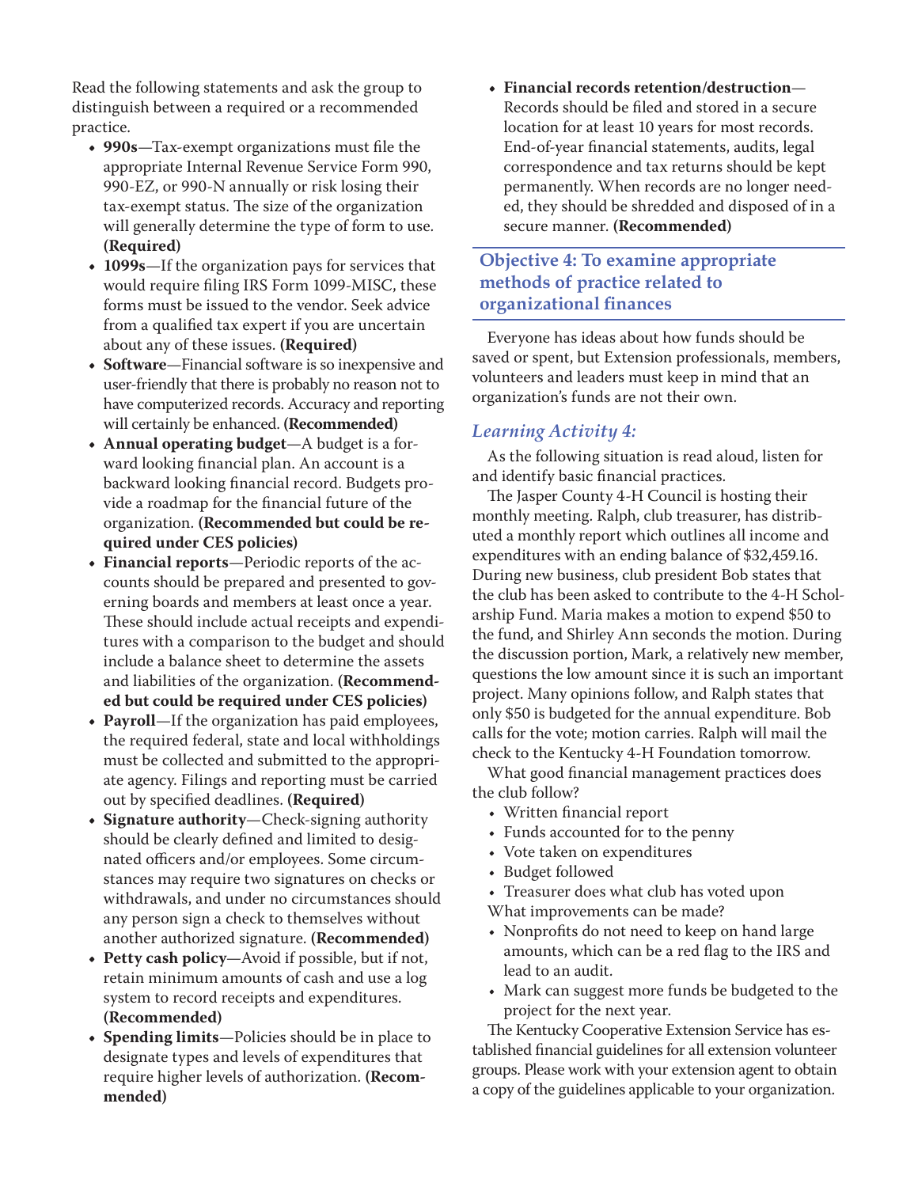Read the following statements and ask the group to distinguish between a required or a recommended practice.

- **990s**—Tax-exempt organizations must file the appropriate Internal Revenue Service Form 990, 990-EZ, or 990-N annually or risk losing their tax-exempt status. The size of the organization will generally determine the type of form to use. **(Required)**
- **1099s**—If the organization pays for services that would require filing IRS Form 1099-MISC, these forms must be issued to the vendor. Seek advice from a qualified tax expert if you are uncertain about any of these issues. **(Required)**
- **Software**—Financial software is so inexpensive and user-friendly that there is probably no reason not to have computerized records. Accuracy and reporting will certainly be enhanced. **(Recommended)**
- **Annual operating budget**—A budget is a forward looking financial plan. An account is a backward looking financial record. Budgets provide a roadmap for the financial future of the organization. **(Recommended but could be required under CES policies)**
- **Financial reports**—Periodic reports of the accounts should be prepared and presented to governing boards and members at least once a year. These should include actual receipts and expenditures with a comparison to the budget and should include a balance sheet to determine the assets and liabilities of the organization. **(Recommended but could be required under CES policies)**
- **Payroll**—If the organization has paid employees, the required federal, state and local withholdings must be collected and submitted to the appropriate agency. Filings and reporting must be carried out by specified deadlines. **(Required)**
- **Signature authority**—Check-signing authority should be clearly defined and limited to designated officers and/or employees. Some circumstances may require two signatures on checks or withdrawals, and under no circumstances should any person sign a check to themselves without another authorized signature. **(Recommended)**
- **Petty cash policy**—Avoid if possible, but if not, retain minimum amounts of cash and use a log system to record receipts and expenditures. **(Recommended)**
- **Spending limits**—Policies should be in place to designate types and levels of expenditures that require higher levels of authorization. **(Recommended)**
- **Financial records retention/destruction**—Records should be filed and stored in a secure location for at least 10 years for most records. End-of-year financial statements, audits, legal correspondence and tax returns should be kept permanently. When records are no longer needed, they should be shredded and disposed of in a secure manner. **(Recommended)**

## Objective 4: To examine appropriate methods of practice related to organizational finances

Everyone has ideas about how funds should be saved or spent, but Extension professionals, members, volunteers and leaders must keep in mind that an organization's funds are not their own.

### *Learning Activity 4:*

As the following situation is read aloud, listen for and identify basic financial practices.

The Jasper County 4-H Council is hosting their monthly meeting. Ralph, club treasurer, has distributed a monthly report which outlines all income and expenditures with an ending balance of $32,459.16. During new business, club president Bob states that the club has been asked to contribute to the 4-H Scholarship Fund. Maria makes a motion to expend $50 to the fund, and Shirley Ann seconds the motion. During the discussion portion, Mark, a relatively new member, questions the low amount since it is such an important project. Many opinions follow, and Ralph states that only $50 is budgeted for the annual expenditure. Bob calls for the vote; motion carries. Ralph will mail the check to the Kentucky 4-H Foundation tomorrow.

What good financial management practices does the club follow?

- Written financial report
- Funds accounted for to the penny
- Vote taken on expenditures
- Budget followed
- Treasurer does what club has voted upon

What improvements can be made?

- Nonprofits do not need to keep on hand large amounts, which can be a red flag to the IRS and lead to an audit.
- Mark can suggest more funds be budgeted to the project for the next year.

The Kentucky Cooperative Extension Service has established financial guidelines for all extension volunteer groups. Please work with your extension agent to obtain a copy of the guidelines applicable to your organization.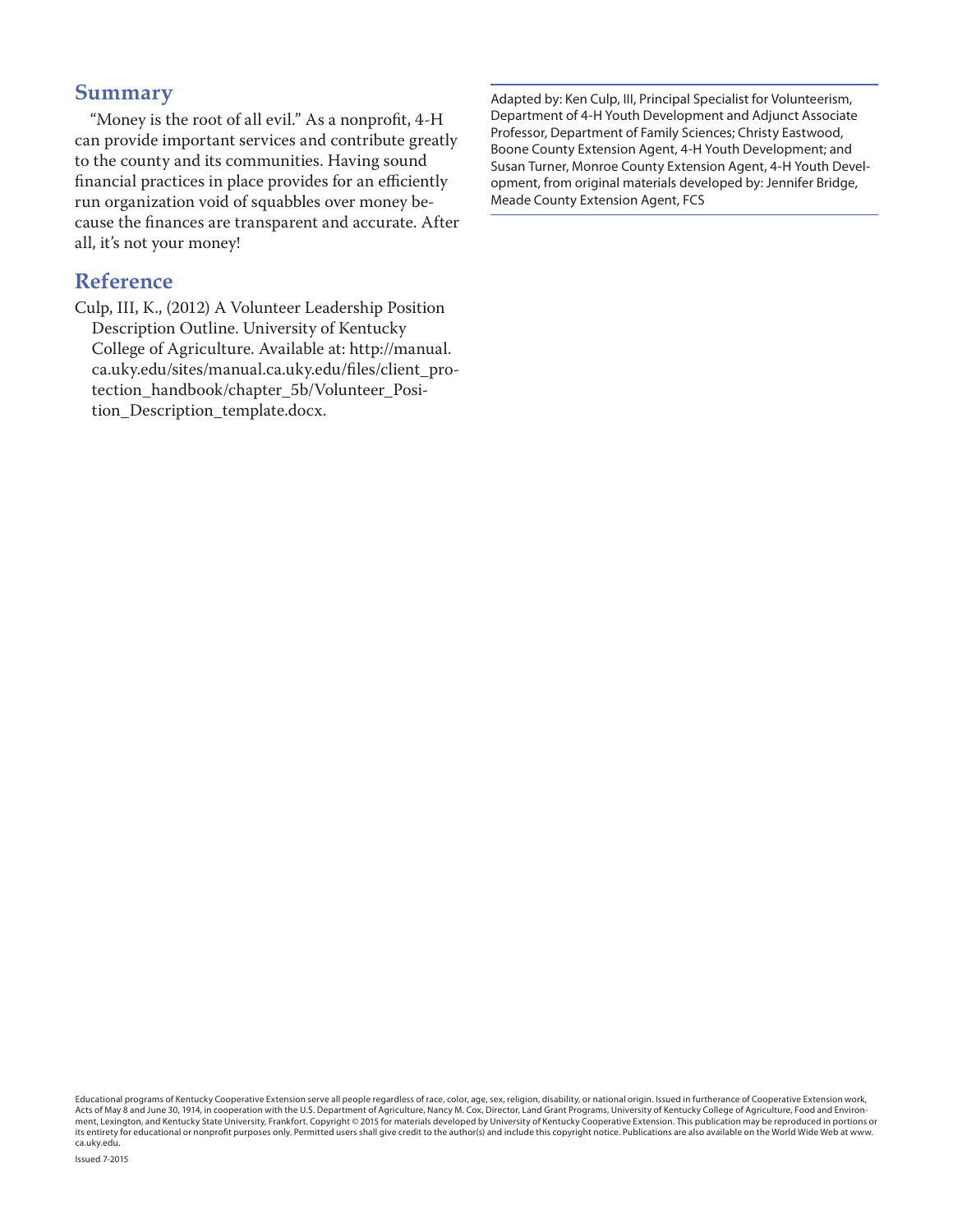## Summary

"Money is the root of all evil." As a nonprofit, 4-H can provide important services and contribute greatly to the county and its communities. Having sound financial practices in place provides for an efficiently run organization void of squabbles over money because the finances are transparent and accurate. After all, it's not your money!

## Reference

Culp, III, K., (2012) A Volunteer Leadership Position Description Outline. University of Kentucky College of Agriculture. Available at: http://manual.ca.uky.edu/sites/manual.ca.uky.edu/files/client_protection_handbook/chapter_5b/Volunteer_Position_Description_template.docx.

---

Adapted by: Ken Culp, III, Principal Specialist for Volunteerism, Department of 4-H Youth Development and Adjunct Associate Professor, Department of Family Sciences; Christy Eastwood, Boone County Extension Agent, 4-H Youth Development; and Susan Turner, Monroe County Extension Agent, 4-H Youth Development, from original materials developed by: Jennifer Bridge, Meade County Extension Agent, FCS

---

Educational programs of Kentucky Cooperative Extension serve all people regardless of race, color, age, sex, religion, disability, or national origin. Issued in furtherance of Cooperative Extension work, Acts of May 8 and June 30, 1914, in cooperation with the U.S. Department of Agriculture, Nancy M. Cox, Director, Land Grant Programs, University of Kentucky College of Agriculture, Food and Environment, Lexington, and Kentucky State University, Frankfort. Copyright © 2015 for materials developed by University of Kentucky Cooperative Extension. This publication may be reproduced in portions or its entirety for educational or nonprofit purposes only. Permitted users shall give credit to the author(s) and include this copyright notice. Publications are also available on the World Wide Web at www.ca.uky.edu.

Issued 7-2015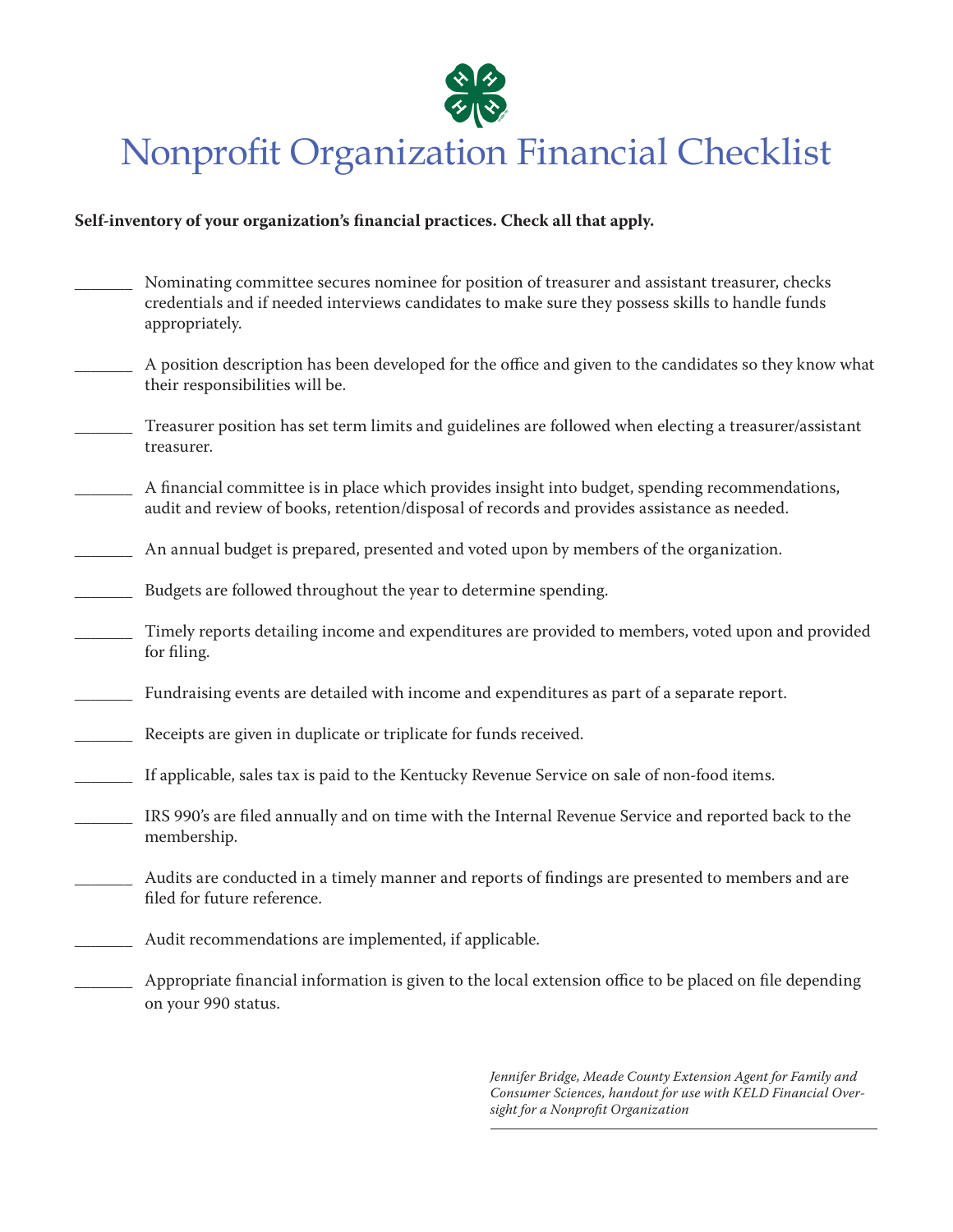# Nonprofit Organization Financial Checklist

**Self-inventory of your organization's financial practices. Check all that apply.**

_______ Nominating committee secures nominee for position of treasurer and assistant treasurer, checks credentials and if needed interviews candidates to make sure they possess skills to handle funds appropriately.

_______ A position description has been developed for the office and given to the candidates so they know what their responsibilities will be.

_______ Treasurer position has set term limits and guidelines are followed when electing a treasurer/assistant treasurer.

_______ A financial committee is in place which provides insight into budget, spending recommendations, audit and review of books, retention/disposal of records and provides assistance as needed.

_______ An annual budget is prepared, presented and voted upon by members of the organization.

_______ Budgets are followed throughout the year to determine spending.

_______ Timely reports detailing income and expenditures are provided to members, voted upon and provided for filing.

_______ Fundraising events are detailed with income and expenditures as part of a separate report.

_______ Receipts are given in duplicate or triplicate for funds received.

_______ If applicable, sales tax is paid to the Kentucky Revenue Service on sale of non-food items.

_______ IRS 990's are filed annually and on time with the Internal Revenue Service and reported back to the membership.

_______ Audits are conducted in a timely manner and reports of findings are presented to members and are filed for future reference.

_______ Audit recommendations are implemented, if applicable.

_______ Appropriate financial information is given to the local extension office to be placed on file depending on your 990 status.

*Jennifer Bridge, Meade County Extension Agent for Family and Consumer Sciences, handout for use with KELD Financial Oversight for a Nonprofit Organization*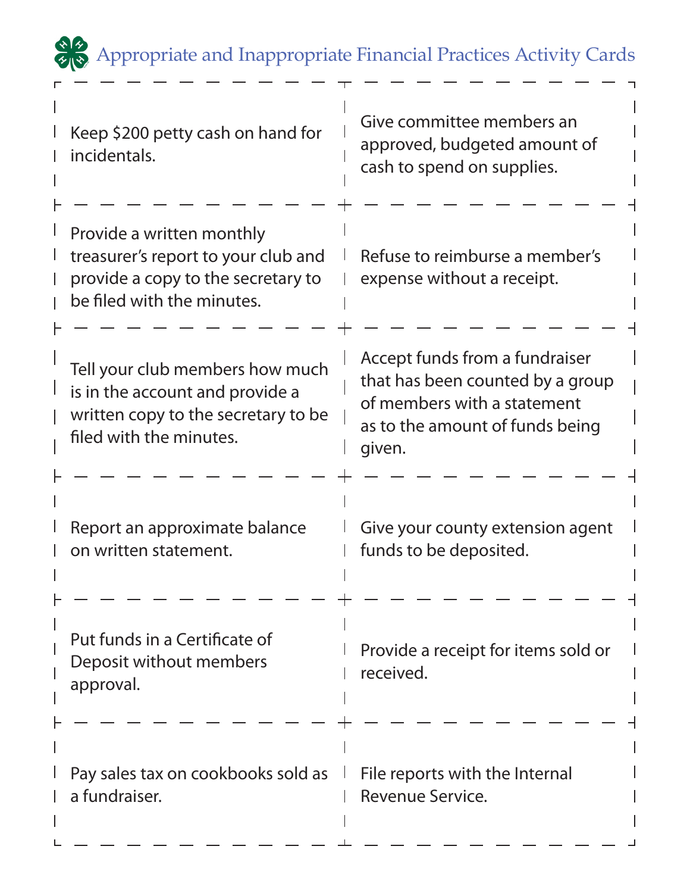# Appropriate and Inappropriate Financial Practices Activity Cards

| | |
|---|---|
| Keep $200 petty cash on hand for incidentals. | Give committee members an approved, budgeted amount of cash to spend on supplies. |
| Provide a written monthly treasurer's report to your club and provide a copy to the secretary to be filed with the minutes. | Refuse to reimburse a member's expense without a receipt. |
| Tell your club members how much is in the account and provide a written copy to the secretary to be filed with the minutes. | Accept funds from a fundraiser that has been counted by a group of members with a statement as to the amount of funds being given. |
| Report an approximate balance on written statement. | Give your county extension agent funds to be deposited. |
| Put funds in a Certificate of Deposit without members approval. | Provide a receipt for items sold or received. |
| Pay sales tax on cookbooks sold as a fundraiser. | File reports with the Internal Revenue Service. |